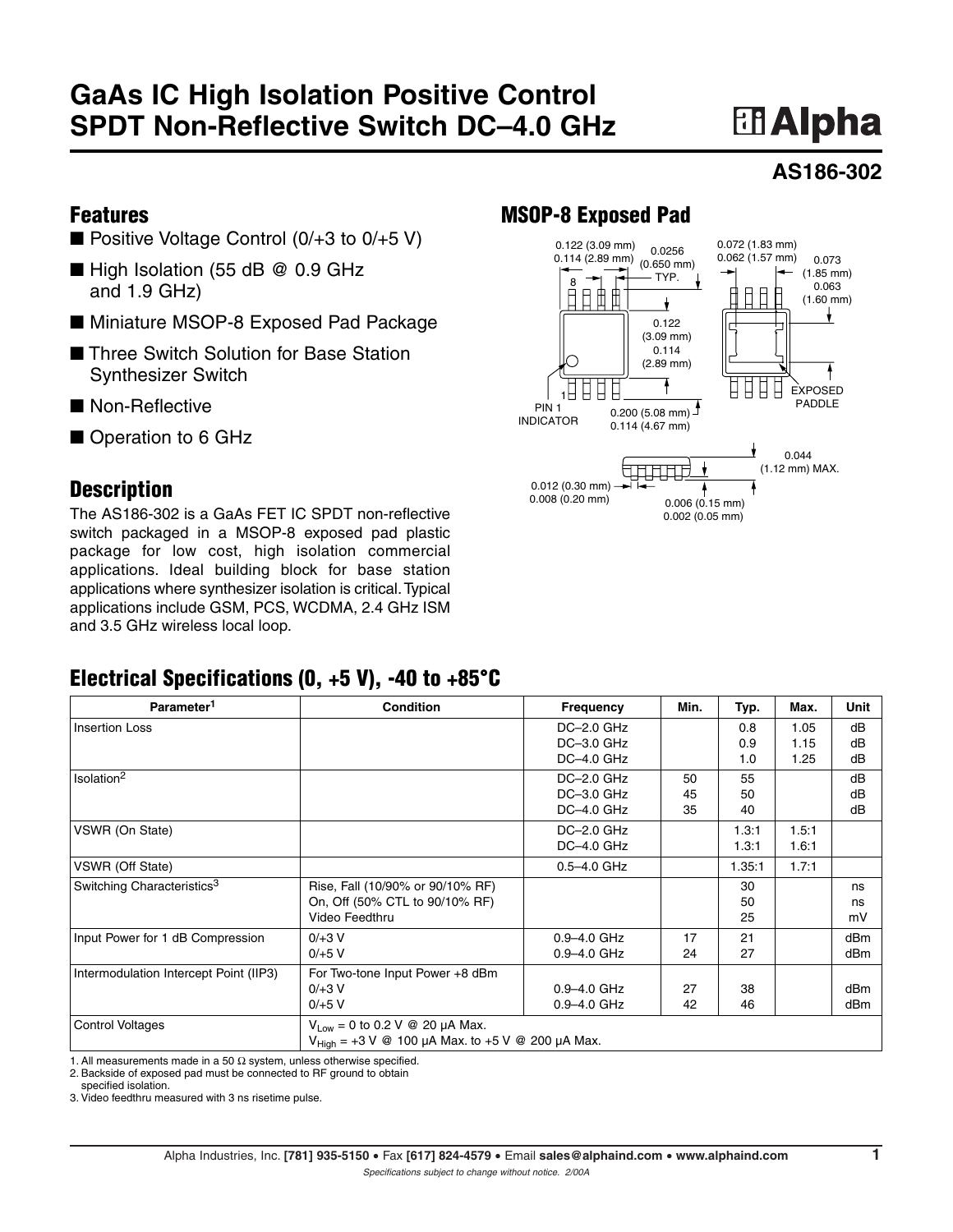# GaAs IC High Isolation Positive Control SPDT Non-Reflective Switch DC–4.0 GHz

Alpha

## AS186-302

## Features

- Positive Voltage Control (0/+3 to 0/+5 V)
- High Isolation (55 dB @ 0.9 GHz and 1.9 GHz)
- Miniature MSOP-8 Exposed Pad Package
- Three Switch Solution for Base Station Synthesizer Switch
- Non-Reflective
- Operation to 6 GHz

## MSOP-8 Exposed Pad

0.122 (3.09 mm)
0.114 (2.89 mm)
0.0256 (0.650 mm) TYP.
0.072 (1.83 mm)
0.062 (1.57 mm)
0.073 (1.85 mm)
0.063 (1.60 mm)
0.122 (3.09 mm)
0.114 (2.89 mm)
8
1
PIN 1 INDICATOR
0.200 (5.08 mm)
0.114 (4.67 mm)
EXPOSED PADDLE
0.044 (1.12 mm) MAX.
0.012 (0.30 mm)
0.008 (0.20 mm)
0.006 (0.15 mm)
0.002 (0.05 mm)

## Description

The AS186-302 is a GaAs FET IC SPDT non-reflective switch packaged in a MSOP-8 exposed pad plastic package for low cost, high isolation commercial applications. Ideal building block for base station applications where synthesizer isolation is critical. Typical applications include GSM, PCS, WCDMA, 2.4 GHz ISM and 3.5 GHz wireless local loop.

## Electrical Specifications (0, +5 V), -40 to +85°C

| Parameter[1] | Condition | Frequency | Min. | Typ. | Max. | Unit |
|---|---|---|---|---|---|---|
| Insertion Loss | | DC–2.0 GHz<br>DC–3.0 GHz<br>DC–4.0 GHz | | 0.8<br>0.9<br>1.0 | 1.05<br>1.15<br>1.25 | dB<br>dB<br>dB |
| Isolation[2] | | DC–2.0 GHz<br>DC–3.0 GHz<br>DC–4.0 GHz | 50<br>45<br>35 | 55<br>50<br>40 | | dB<br>dB<br>dB |
| VSWR (On State) | | DC–2.0 GHz<br>DC–4.0 GHz | | 1.3:1<br>1.3:1 | 1.5:1<br>1.6:1 | |
| VSWR (Off State) | | 0.5–4.0 GHz | | 1.35:1 | 1.7:1 | |
| Switching Characteristics[3] | Rise, Fall (10/90% or 90/10% RF)<br>On, Off (50% CTL to 90/10% RF)<br>Video Feedthru | | | 30<br>50<br>25 | | ns<br>ns<br>mV |
| Input Power for 1 dB Compression | 0/+3 V<br>0/+5 V | 0.9–4.0 GHz<br>0.9–4.0 GHz | 17<br>24 | 21<br>27 | | dBm<br>dBm |
| Intermodulation Intercept Point (IIP3) | For Two-tone Input Power +8 dBm<br>0/+3 V<br>0/+5 V | <br>0.9–4.0 GHz<br>0.9–4.0 GHz | <br>27<br>42 | <br>38<br>46 | | <br>dBm<br>dBm |
| Control Voltages | $V_{Low}$ = 0 to 0.2 V @ 20 µA Max.<br>$V_{High}$ = +3 V @ 100 µA Max. to +5 V @ 200 µA Max. | | | | | |

1. All measurements made in a 50 Ω system, unless otherwise specified.
2. Backside of exposed pad must be connected to RF ground to obtain specified isolation.
3. Video feedthru measured with 3 ns risetime pulse.

Alpha Industries, Inc. **[781] 935-5150** • Fax **[617] 824-4579** • Email **sales@alphaind.com** • **www.alphaind.com**

*Specifications subject to change without notice. 2/00A*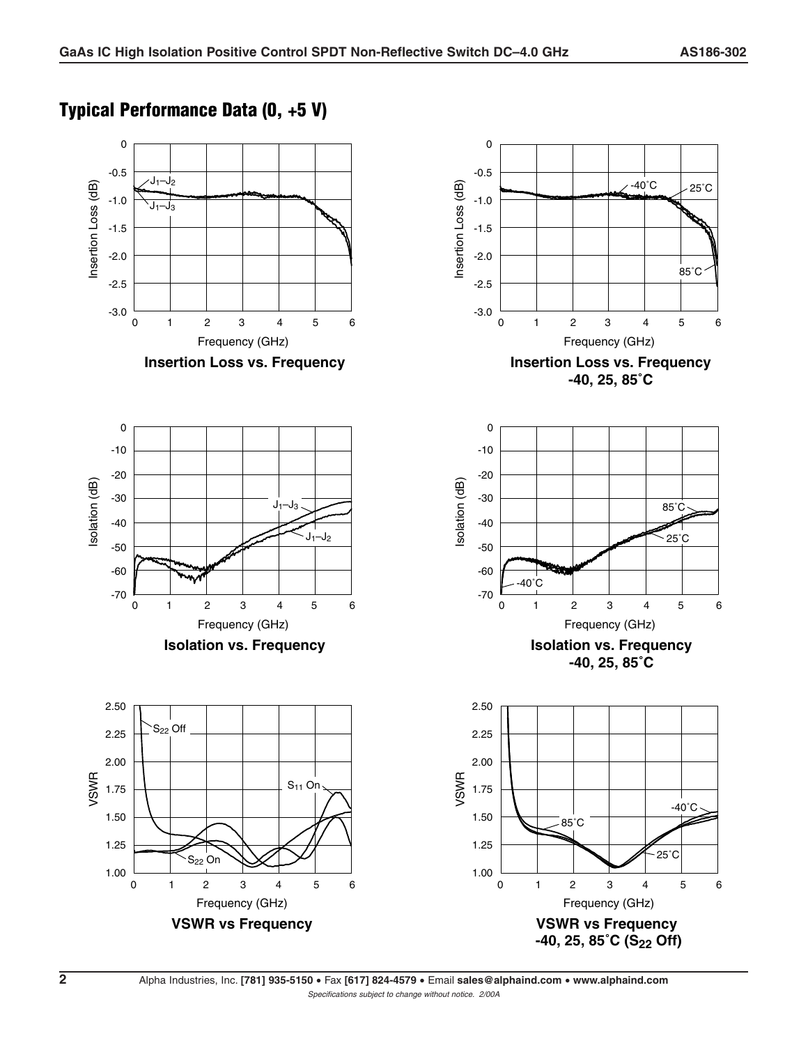## Typical Performance Data (0, +5 V)

**Insertion Loss vs. Frequency**

**Insertion Loss vs. Frequency -40, 25, 85˚C**

**Isolation vs. Frequency**

**Isolation vs. Frequency -40, 25, 85˚C**

**VSWR vs Frequency**

**VSWR vs Frequency -40, 25, 85˚C ($S_{22}$ Off)**

Alpha Industries, Inc. **[781] 935-5150** • Fax **[617] 824-4579** • Email **sales@alphaind.com** • **www.alphaind.com**

*Specifications subject to change without notice. 2/00A*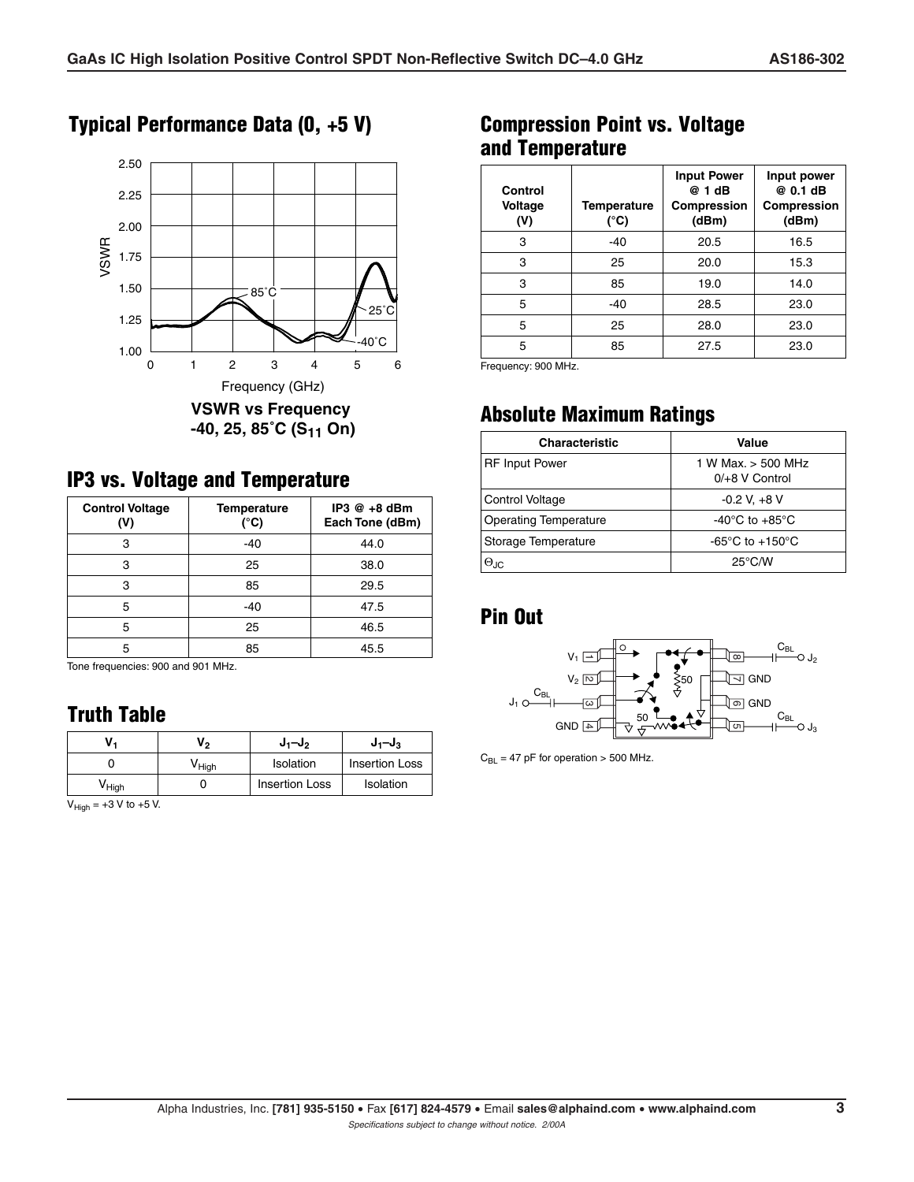## Typical Performance Data (0, +5 V)

2.50
2.25
2.00
1.75
1.50
1.25
1.00
VSWR
0 1 2 3 4 5 6
Frequency (GHz)
85˚C
25˚C
-40˚C

**VSWR vs Frequency**
**-40, 25, 85˚C ($S_{11}$ On)**

## IP3 vs. Voltage and Temperature

| Control Voltage (V) | Temperature (°C) | IP3 @ +8 dBm Each Tone (dBm) |
|---|---|---|
| 3 | -40 | 44.0 |
| 3 | 25 | 38.0 |
| 3 | 85 | 29.5 |
| 5 | -40 | 47.5 |
| 5 | 25 | 46.5 |
| 5 | 85 | 45.5 |

Tone frequencies: 900 and 901 MHz.

## Truth Table

| $V_1$ | $V_2$ | $J_1$–$J_2$ | $J_1$–$J_3$ |
|---|---|---|---|
| 0 | $V_{High}$ | Isolation | Insertion Loss |
| $V_{High}$ | 0 | Insertion Loss | Isolation |

$V_{High}$ = +3 V to +5 V.

## Compression Point vs. Voltage and Temperature

| Control Voltage (V) | Temperature (°C) | Input Power @ 1 dB Compression (dBm) | Input power @ 0.1 dB Compression (dBm) |
|---|---|---|---|
| 3 | -40 | 20.5 | 16.5 |
| 3 | 25 | 20.0 | 15.3 |
| 3 | 85 | 19.0 | 14.0 |
| 5 | -40 | 28.5 | 23.0 |
| 5 | 25 | 28.0 | 23.0 |
| 5 | 85 | 27.5 | 23.0 |

Frequency: 900 MHz.

## Absolute Maximum Ratings

| Characteristic | Value |
|---|---|
| RF Input Power | 1 W Max. > 500 MHz 0/+8 V Control |
| Control Voltage | -0.2 V, +8 V |
| Operating Temperature | -40°C to +85°C |
| Storage Temperature | -65°C to +150°C |
| $\Theta_{JC}$ | 25°C/W |

## Pin Out

$V_1$ 1
$V_2$ 2
$J_1$ $C_{BL}$ 3
GND 4
50
50
8 $C_{BL}$ $J_2$
7 GND
6 GND
5 $C_{BL}$ $J_3$

$C_{BL}$ = 47 pF for operation > 500 MHz.